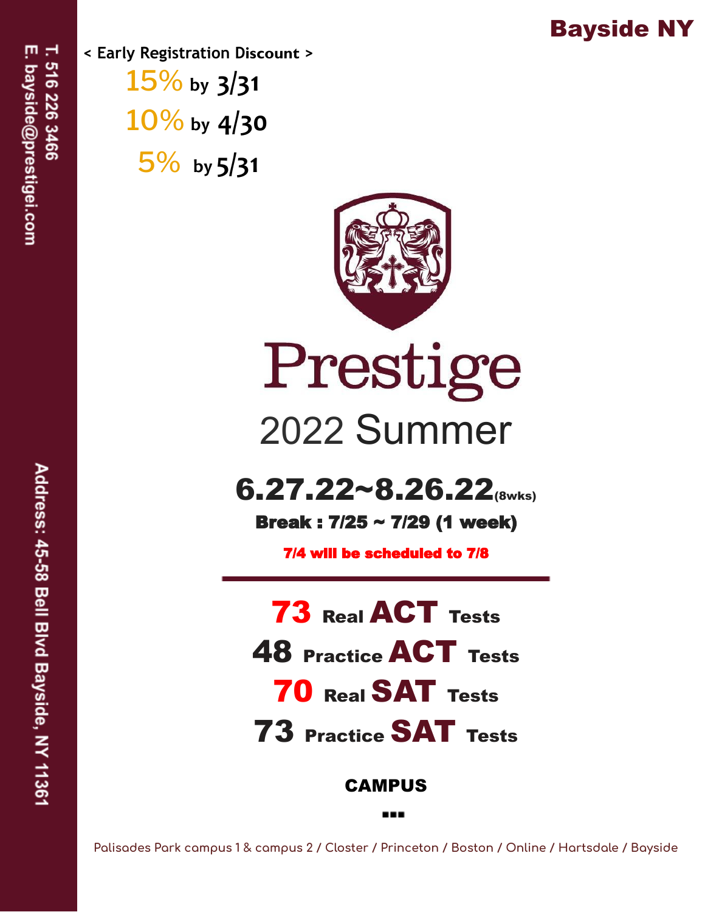T. 516 226 3466
E. bayside@prestigei.com

Address: 45-58 Bell Blvd Bayside, NY 11361

**Bayside NY**

**< Early Registration Discount >**

15% by **3/31**

10% by **4/30**

5% by **5/31**

# Prestige

## 2022 Summer

**6.27.22~8.26.22** (8wks)

**Break : 7/25 ~ 7/29 (1 week)**

**7/4 will be scheduled to 7/8**

---

**73** Real **ACT** Tests

**48** Practice **ACT** Tests

**70** Real **SAT** Tests

**73** Practice **SAT** Tests

**CAMPUS**

Palisades Park campus 1 & campus 2 / Closter / Princeton / Boston / Online / Hartsdale / Bayside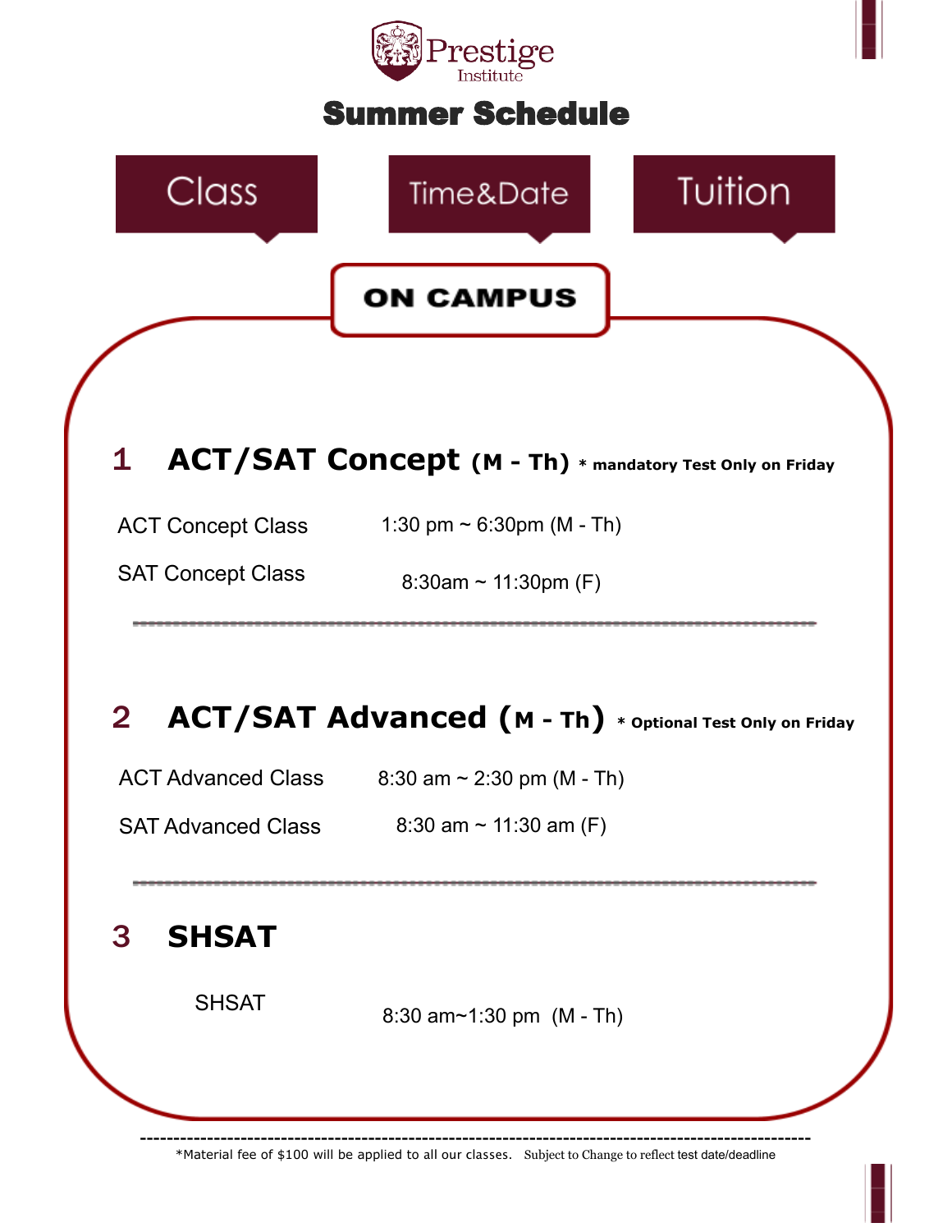Prestige Institute

# Summer Schedule

Class | Time&Date | Tuition

## ON CAMPUS

### 1 ACT/SAT Concept (M - Th) * mandatory Test Only on Friday

| | |
|---|---|
| ACT Concept Class | 1:30 pm ~ 6:30pm (M - Th) |
| SAT Concept Class | 8:30am ~ 11:30pm (F) |

### 2 ACT/SAT Advanced (M - Th) * Optional Test Only on Friday

| | |
|---|---|
| ACT Advanced Class | 8:30 am ~ 2:30 pm (M - Th) |
| SAT Advanced Class | 8:30 am ~ 11:30 am (F) |

### 3 SHSAT

| | |
|---|---|
| SHSAT | 8:30 am~1:30 pm (M - Th) |

*Material fee of $100 will be applied to all our classes. Subject to Change to reflect test date/deadline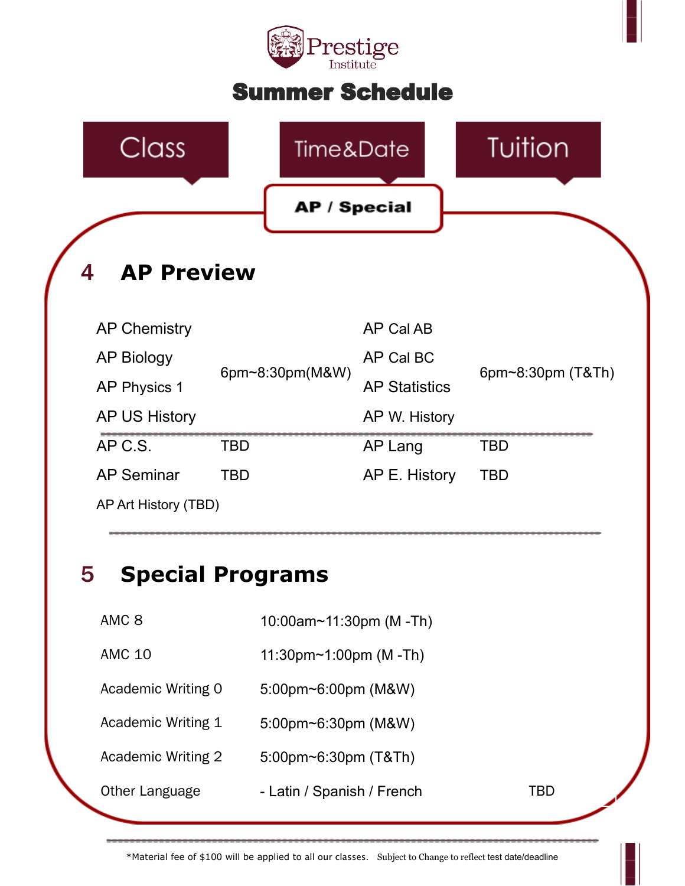**Prestige Institute**

# Summer Schedule

| Class | Time&Date | Tuition |
|---|---|---|

**AP / Special**

## 4 AP Preview

| Class | Time&Date | Class | Time&Date |
|---|---|---|---|
| AP Chemistry | 6pm~8:30pm(M&W) | AP Cal AB | 6pm~8:30pm (T&Th) |
| AP Biology | | AP Cal BC | |
| AP Physics 1 | | AP Statistics | |
| AP US History | | AP W. History | |
| AP C.S. | TBD | AP Lang | TBD |
| AP Seminar | TBD | AP E. History | TBD |
| AP Art History (TBD) | | | |

## 5 Special Programs

| Class | Time&Date | Tuition |
|---|---|---|
| AMC 8 | 10:00am~11:30pm (M -Th) | |
| AMC 10 | 11:30pm~1:00pm (M -Th) | |
| Academic Writing 0 | 5:00pm~6:00pm (M&W) | |
| Academic Writing 1 | 5:00pm~6:30pm (M&W) | |
| Academic Writing 2 | 5:00pm~6:30pm (T&Th) | |
| Other Language | - Latin / Spanish / French | TBD |

*Material fee of $100 will be applied to all our classes. Subject to Change to reflect test date/deadline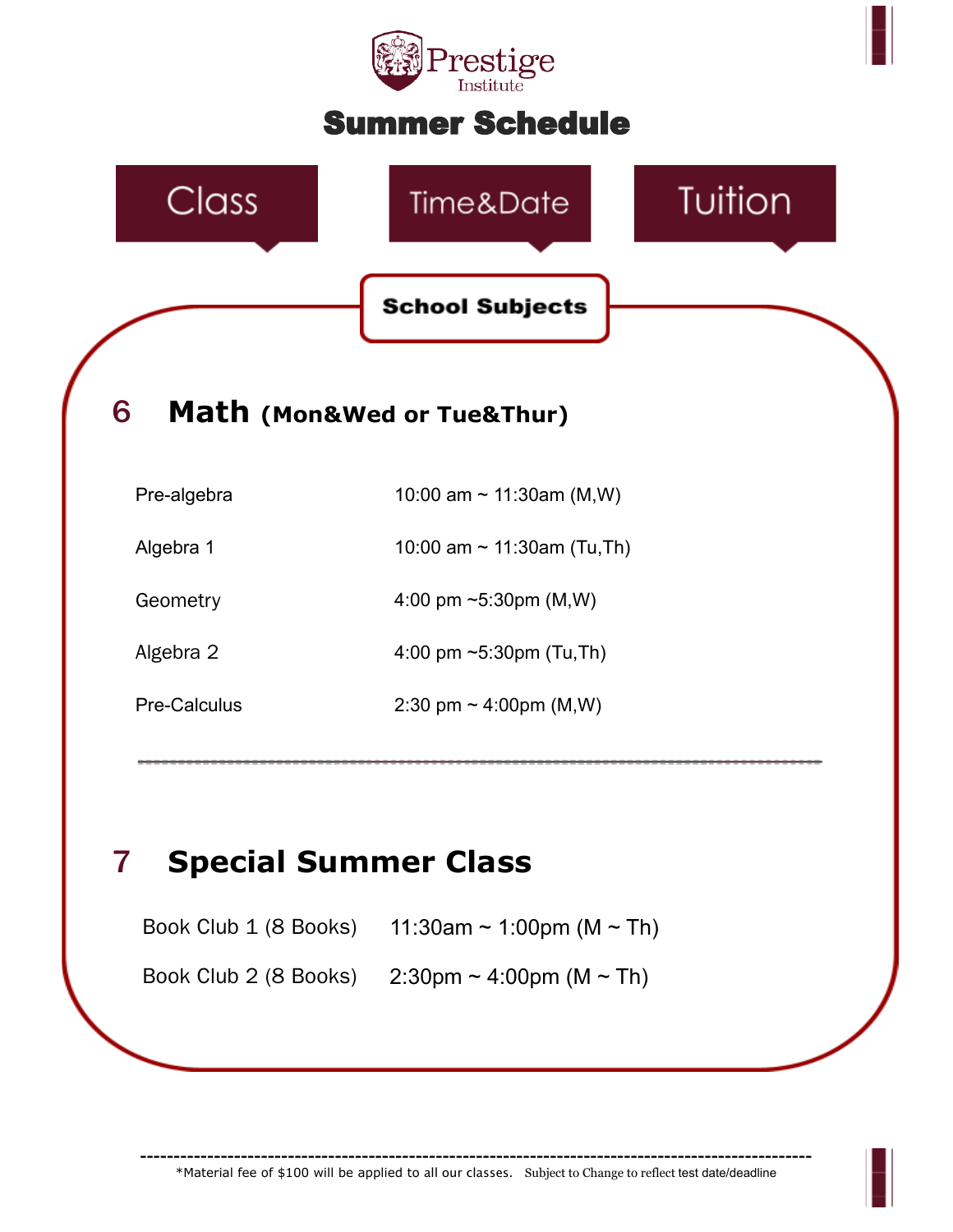Prestige Institute

# Summer Schedule

| Class | Time&Date | Tuition |
| --- | --- | --- |

**School Subjects**

## 6 Math (Mon&Wed or Tue&Thur)

| | |
| --- | --- |
| Pre-algebra | 10:00 am ~ 11:30am (M,W) |
| Algebra 1 | 10:00 am ~ 11:30am (Tu,Th) |
| Geometry | 4:00 pm ~5:30pm (M,W) |
| Algebra 2 | 4:00 pm ~5:30pm (Tu,Th) |
| Pre-Calculus | 2:30 pm ~ 4:00pm (M,W) |

---

## 7 Special Summer Class

| | |
| --- | --- |
| Book Club 1 (8 Books) | 11:30am ~ 1:00pm (M ~ Th) |
| Book Club 2 (8 Books) | 2:30pm ~ 4:00pm (M ~ Th) |

---

*Material fee of $100 will be applied to all our classes. Subject to Change to reflect test date/deadline